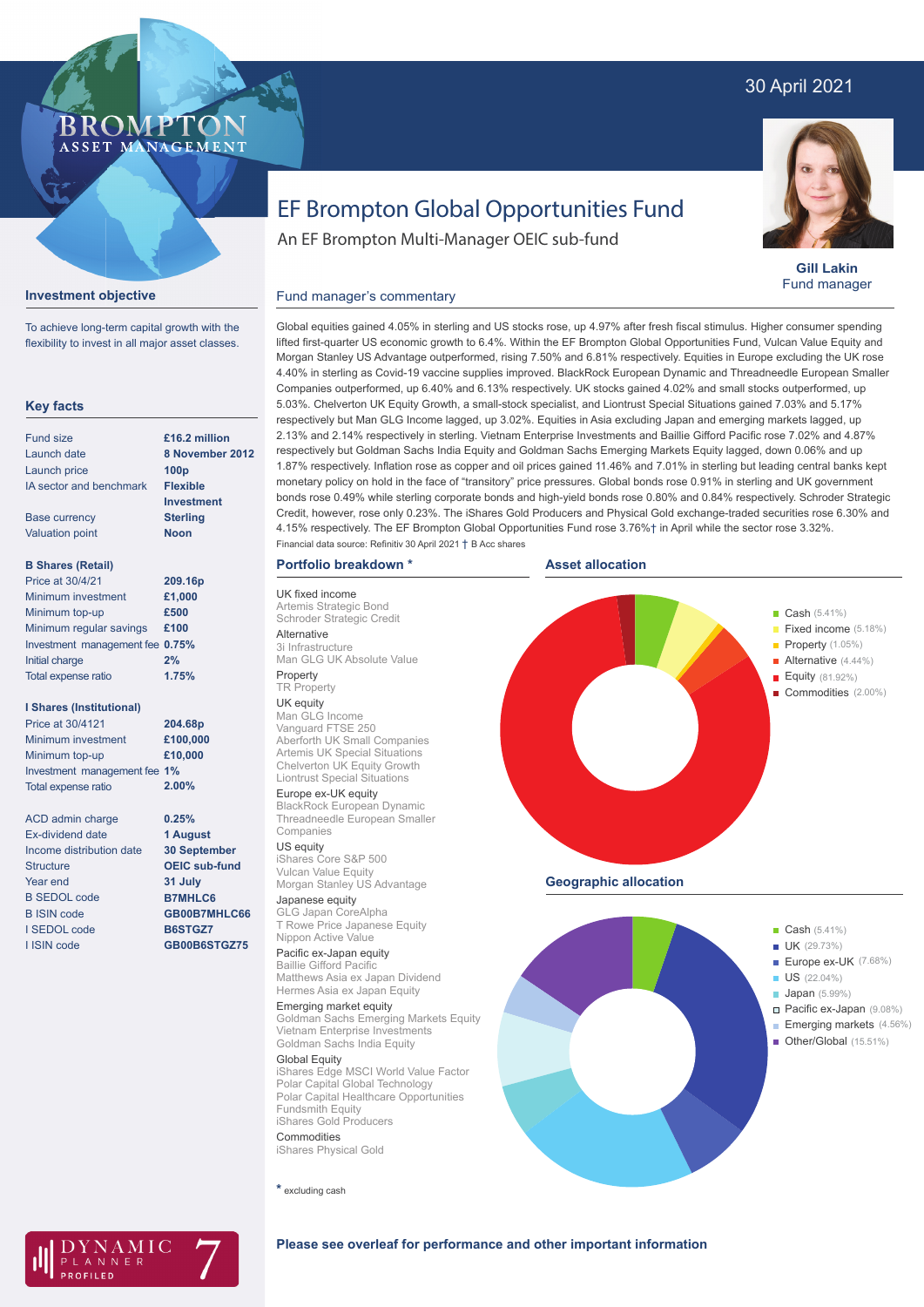30 April 2021

# EF Brompton Global Opportunities Fund

An EF Brompton Multi-Manager OEIC sub-fund

**Gill Lakin**
Fund manager

## Investment objective

To achieve long-term capital growth with the flexibility to invest in all major asset classes.

## Key facts

| | |
|---|---|
| Fund size | **£16.2 million** |
| Launch date | **8 November 2012** |
| Launch price | **100p** |
| IA sector and benchmark | **Flexible Investment** |
| Base currency | **Sterling** |
| Valuation point | **Noon** |

**B Shares (Retail)**

| | |
|---|---|
| Price at 30/4/21 | **209.16p** |
| Minimum investment | **£1,000** |
| Minimum top-up | **£500** |
| Minimum regular savings | **£100** |
| Investment management fee | **0.75%** |
| Initial charge | **2%** |
| Total expense ratio | **1.75%** |

**I Shares (Institutional)**

| | |
|---|---|
| Price at 30/4121 | **204.68p** |
| Minimum investment | **£100,000** |
| Minimum top-up | **£10,000** |
| Investment management fee | **1%** |
| Total expense ratio | **2.00%** |

| | |
|---|---|
| ACD admin charge | **0.25%** |
| Ex-dividend date | **1 August** |
| Income distribution date | **30 September** |
| Structure | **OEIC sub-fund** |
| Year end | **31 July** |
| B SEDOL code | **B7MHLC6** |
| B ISIN code | **GB00B7MHLC66** |
| I SEDOL code | **B6STGZ7** |
| I ISIN code | **GB00B6STGZ75** |

## Fund manager's commentary

Global equities gained 4.05% in sterling and US stocks rose, up 4.97% after fresh fiscal stimulus. Higher consumer spending lifted first-quarter US economic growth to 6.4%. Within the EF Brompton Global Opportunities Fund, Vulcan Value Equity and Morgan Stanley US Advantage outperformed, rising 7.50% and 6.81% respectively. Equities in Europe excluding the UK rose 4.40% in sterling as Covid-19 vaccine supplies improved. BlackRock European Dynamic and Threadneedle European Smaller Companies outperformed, up 6.40% and 6.13% respectively. UK stocks gained 4.02% and small stocks outperformed, up 5.03%. Chelverton UK Equity Growth, a small-stock specialist, and Liontrust Special Situations gained 7.03% and 5.17% respectively but Man GLG Income lagged, up 3.02%. Equities in Asia excluding Japan and emerging markets lagged, up 2.13% and 2.14% respectively in sterling. Vietnam Enterprise Investments and Baillie Gifford Pacific rose 7.02% and 4.87% respectively but Goldman Sachs India Equity and Goldman Sachs Emerging Markets Equity lagged, down 0.06% and up 1.87% respectively. Inflation rose as copper and oil prices gained 11.46% and 7.01% in sterling but leading central banks kept monetary policy on hold in the face of "transitory" price pressures. Global bonds rose 0.91% in sterling and UK government bonds rose 0.49% while sterling corporate bonds and high-yield bonds rose 0.80% and 0.84% respectively. Schroder Strategic Credit, however, rose only 0.23%. The iShares Gold Producers and Physical Gold exchange-traded securities rose 6.30% and 4.15% respectively. The EF Brompton Global Opportunities Fund rose 3.76%† in April while the sector rose 3.32%.

Financial data source: Refinitiv 30 April 2021 † B Acc shares

## Portfolio breakdown *

UK fixed income
- Artemis Strategic Bond
- Schroder Strategic Credit

Alternative
- 3i Infrastructure
- Man GLG UK Absolute Value

Property
- TR Property

UK equity
- Man GLG Income
- Vanguard FTSE 250
- Aberforth UK Small Companies
- Artemis UK Special Situations
- Chelverton UK Equity Growth
- Liontrust Special Situations

Europe ex-UK equity
- BlackRock European Dynamic
- Threadneedle European Smaller Companies

US equity
- iShares Core S&P 500
- Vulcan Value Equity
- Morgan Stanley US Advantage

Japanese equity
- GLG Japan CoreAlpha
- T Rowe Price Japanese Equity
- Nippon Active Value

Pacific ex-Japan equity
- Baillie Gifford Pacific
- Matthews Asia ex Japan Dividend
- Hermes Asia ex Japan Equity

Emerging market equity
- Goldman Sachs Emerging Markets Equity
- Vietnam Enterprise Investments
- Goldman Sachs India Equity

Global Equity
- iShares Edge MSCI World Value Factor
- Polar Capital Global Technology
- Polar Capital Healthcare Opportunities
- Fundsmith Equity
- iShares Gold Producers

Commodities
- iShares Physical Gold

\* excluding cash

## Asset allocation

- Cash (5.41%)
- Fixed income (5.18%)
- Property (1.05%)
- Alternative (4.44%)
- Equity (81.92%)
- Commodities (2.00%)

## Geographic allocation

- Cash (5.41%)
- UK (29.73%)
- Europe ex-UK (7.68%)
- US (22.04%)
- Japan (5.99%)
- Pacific ex-Japan (9.08%)
- Emerging markets (4.56%)
- Other/Global (15.51%)

DYNAMIC PLANNER PROFILED 7

**Please see overleaf for performance and other important information**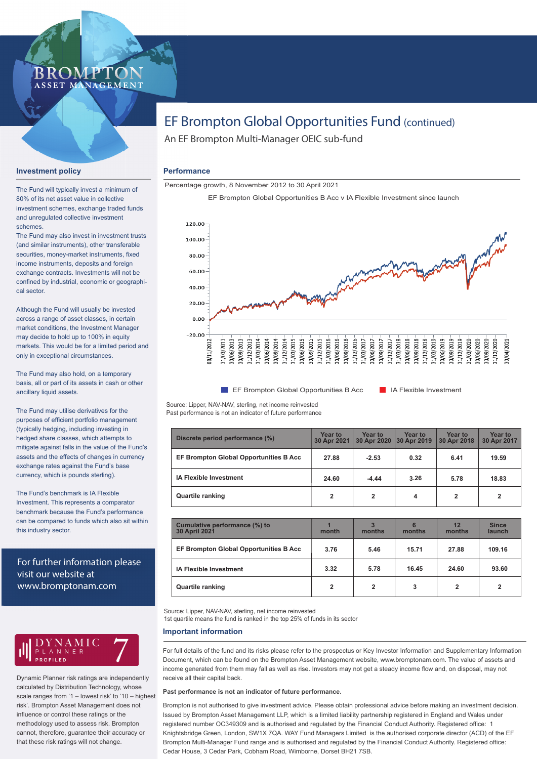# EF Brompton Global Opportunities Fund (continued)

An EF Brompton Multi-Manager OEIC sub-fund

## Investment policy

The Fund will typically invest a minimum of 80% of its net asset value in collective investment schemes, exchange traded funds and unregulated collective investment schemes.

The Fund may also invest in investment trusts (and similar instruments), other transferable securities, money-market instruments, fixed income instruments, deposits and foreign exchange contracts. Investments will not be confined by industrial, economic or geographical sector.

Although the Fund will usually be invested across a range of asset classes, in certain market conditions, the Investment Manager may decide to hold up to 100% in equity markets. This would be for a limited period and only in exceptional circumstances.

The Fund may also hold, on a temporary basis, all or part of its assets in cash or other ancillary liquid assets.

The Fund may utilise derivatives for the purposes of efficient portfolio management (typically hedging, including investing in hedged share classes, which attempts to mitigate against falls in the value of the Fund's assets and the effects of changes in currency exchange rates against the Fund's base currency, which is pounds sterling).

The Fund's benchmark is IA Flexible Investment. This represents a comparator benchmark because the Fund's performance can be compared to funds which also sit within this industry sector.

For further information please visit our website at www.bromptonam.com

Dynamic Planner risk ratings are independently calculated by Distribution Technology, whose scale ranges from '1 – lowest risk' to '10 – highest risk'. Brompton Asset Management does not influence or control these ratings or the methodology used to assess risk. Brompton cannot, therefore, guarantee their accuracy or that these risk ratings will not change.

## Performance

Percentage growth, 8 November 2012 to 30 April 2021

EF Brompton Global Opportunities B Acc v IA Flexible Investment since launch

120.00
100.00
80.00
60.00
40.00
20.00
0.00
-20.00

08/11/2012, 31/03/2013, 30/06/2013, 30/09/2013, 31/12/2013, 31/03/2014, 30/06/2014, 30/09/2014, 31/12/2014, 31/03/2015, 30/06/2015, 30/09/2015, 31/12/2015, 31/03/2016, 30/06/2016, 30/09/2016, 31/12/2016, 31/03/2017, 30/06/2017, 30/09/2017, 31/12/2017, 31/03/2018, 30/06/2018, 30/09/2018, 31/12/2018, 31/03/2019, 30/06/2019, 30/09/2019, 31/12/2019, 31/03/2020, 30/06/2020, 30/09/2020, 31/12/2020, 30/04/2021

EF Brompton Global Opportunities B Acc
IA Flexible Investment

Source: Lipper, NAV-NAV, sterling, net income reinvested
Past performance is not an indicator of future performance

| Discrete period performance (%) | Year to 30 Apr 2021 | Year to 30 Apr 2020 | Year to 30 Apr 2019 | Year to 30 Apr 2018 | Year to 30 Apr 2017 |
|---|---|---|---|---|---|
| EF Brompton Global Opportunities B Acc | 27.88 | -2.53 | 0.32 | 6.41 | 19.59 |
| IA Flexible Investment | 24.60 | -4.44 | 3.26 | 5.78 | 18.83 |
| Quartile ranking | 2 | 2 | 4 | 2 | 2 |

| Cumulative performance (%) to 30 April 2021 | 1 month | 3 months | 6 months | 12 months | Since launch |
|---|---|---|---|---|---|
| EF Brompton Global Opportunities B Acc | 3.76 | 5.46 | 15.71 | 27.88 | 109.16 |
| IA Flexible Investment | 3.32 | 5.78 | 16.45 | 24.60 | 93.60 |
| Quartile ranking | 2 | 2 | 3 | 2 | 2 |

Source: Lipper, NAV-NAV, sterling, net income reinvested
1st quartile means the fund is ranked in the top 25% of funds in its sector

## Important information

For full details of the fund and its risks please refer to the prospectus or Key Investor Information and Supplementary Information Document, which can be found on the Brompton Asset Management website, www.bromptonam.com. The value of assets and income generated from them may fall as well as rise. Investors may not get a steady income flow and, on disposal, may not receive all their capital back.

**Past performance is not an indicator of future performance.**

Brompton is not authorised to give investment advice. Please obtain professional advice before making an investment decision. Issued by Brompton Asset Management LLP, which is a limited liability partnership registered in England and Wales under registered number OC349309 and is authorised and regulated by the Financial Conduct Authority. Registered office: 1 Knightsbridge Green, London, SW1X 7QA. WAY Fund Managers Limited is the authorised corporate director (ACD) of the EF Brompton Multi-Manager Fund range and is authorised and regulated by the Financial Conduct Authority. Registered office: Cedar House, 3 Cedar Park, Cobham Road, Wimborne, Dorset BH21 7SB.